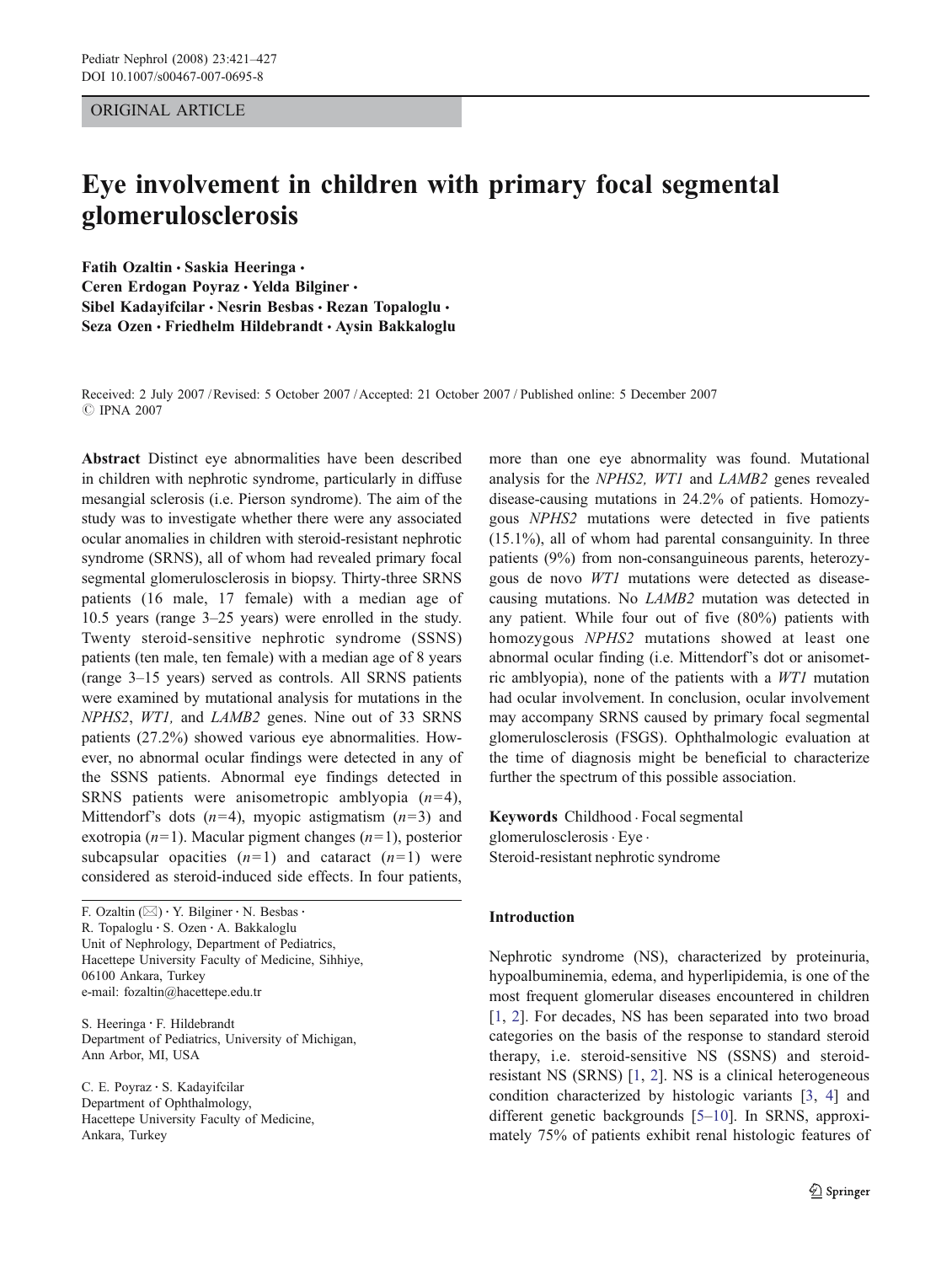ORIGINAL ARTICLE

# Eye involvement in children with primary focal segmental glomerulosclerosis

**Fatih Ozaltin · Saskia Heeringa · Ceren Erdogan Poyraz · Yelda Bilginer · Sibel Kadayifcilar · Nesrin Besbas · Rezan Topaloglu · Seza Ozen · Friedhelm Hildebrandt · Aysin Bakkaloglu**

Received: 2 July 2007 / Revised: 5 October 2007 / Accepted: 21 October 2007 / Published online: 5 December 2007
© IPNA 2007

**Abstract** Distinct eye abnormalities have been described in children with nephrotic syndrome, particularly in diffuse mesangial sclerosis (i.e. Pierson syndrome). The aim of the study was to investigate whether there were any associated ocular anomalies in children with steroid-resistant nephrotic syndrome (SRNS), all of whom had revealed primary focal segmental glomerulosclerosis in biopsy. Thirty-three SRNS patients (16 male, 17 female) with a median age of 10.5 years (range 3–25 years) were enrolled in the study. Twenty steroid-sensitive nephrotic syndrome (SSNS) patients (ten male, ten female) with a median age of 8 years (range 3–15 years) served as controls. All SRNS patients were examined by mutational analysis for mutations in the *NPHS2*, *WT1,* and *LAMB2* genes. Nine out of 33 SRNS patients (27.2%) showed various eye abnormalities. However, no abnormal ocular findings were detected in any of the SSNS patients. Abnormal eye findings detected in SRNS patients were anisometropic amblyopia ($n=4$), Mittendorf's dots ($n=4$), myopic astigmatism ($n=3$) and exotropia ($n=1$). Macular pigment changes ($n=1$), posterior subcapsular opacities ($n=1$) and cataract ($n=1$) were considered as steroid-induced side effects. In four patients, more than one eye abnormality was found. Mutational analysis for the *NPHS2, WT1* and *LAMB2* genes revealed disease-causing mutations in 24.2% of patients. Homozygous *NPHS2* mutations were detected in five patients (15.1%), all of whom had parental consanguinity. In three patients (9%) from non-consanguineous parents, heterozygous de novo *WT1* mutations were detected as disease-causing mutations. No *LAMB2* mutation was detected in any patient. While four out of five (80%) patients with homozygous *NPHS2* mutations showed at least one abnormal ocular finding (i.e. Mittendorf's dot or anisometric amblyopia), none of the patients with a *WT1* mutation had ocular involvement. In conclusion, ocular involvement may accompany SRNS caused by primary focal segmental glomerulosclerosis (FSGS). Ophthalmologic evaluation at the time of diagnosis might be beneficial to characterize further the spectrum of this possible association.

**Keywords** Childhood · Focal segmental glomerulosclerosis · Eye · Steroid-resistant nephrotic syndrome

F. Ozaltin (✉) · Y. Bilginer · N. Besbas · R. Topaloglu · S. Ozen · A. Bakkaloglu
Unit of Nephrology, Department of Pediatrics, Hacettepe University Faculty of Medicine, Sihhiye, 06100 Ankara, Turkey
e-mail: fozaltin@hacettepe.edu.tr

S. Heeringa · F. Hildebrandt
Department of Pediatrics, University of Michigan, Ann Arbor, MI, USA

C. E. Poyraz · S. Kadayifcilar
Department of Ophthalmology, Hacettepe University Faculty of Medicine, Ankara, Turkey

## Introduction

Nephrotic syndrome (NS), characterized by proteinuria, hypoalbuminemia, edema, and hyperlipidemia, is one of the most frequent glomerular diseases encountered in children [1, 2]. For decades, NS has been separated into two broad categories on the basis of the response to standard steroid therapy, i.e. steroid-sensitive NS (SSNS) and steroid-resistant NS (SRNS) [1, 2]. NS is a clinical heterogeneous condition characterized by histologic variants [3, 4] and different genetic backgrounds [5–10]. In SRNS, approximately 75% of patients exhibit renal histologic features of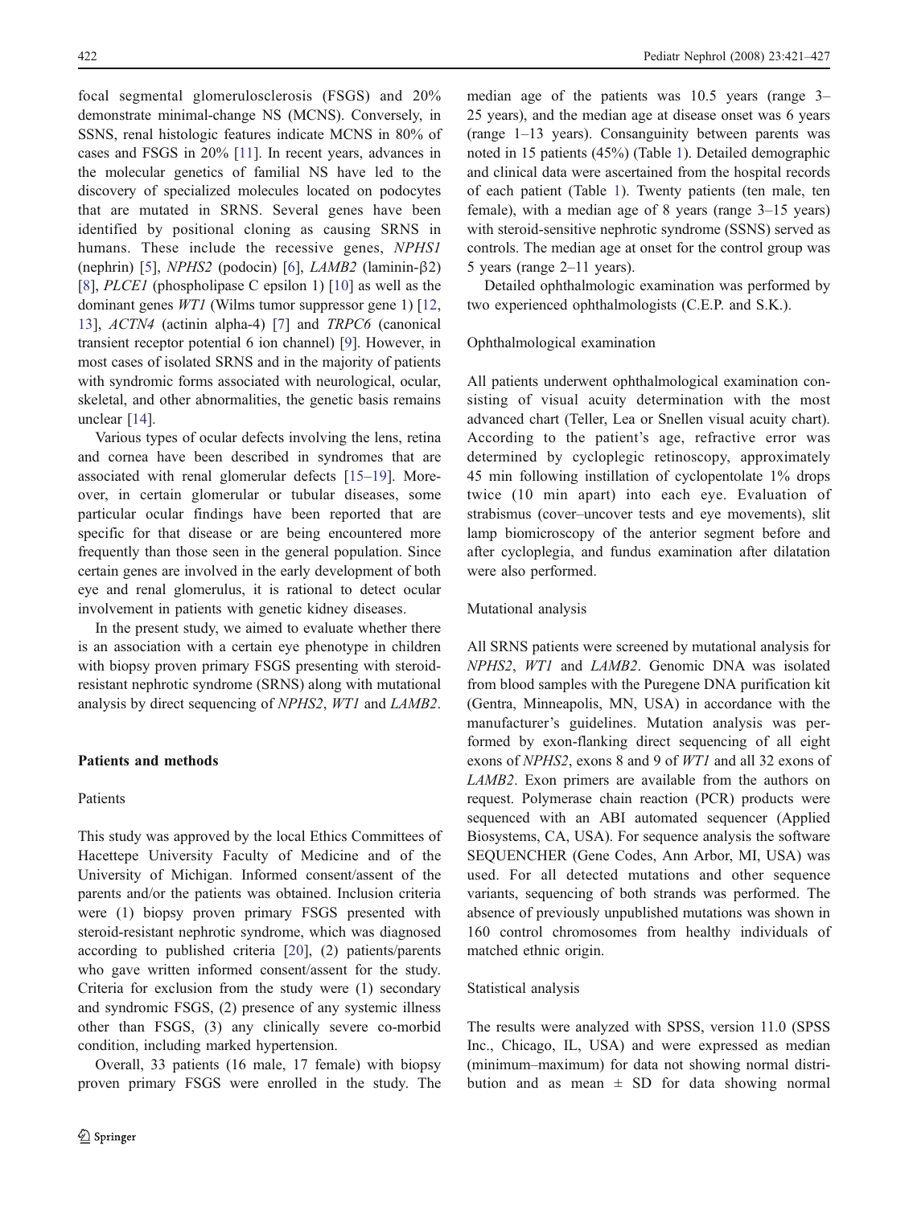focal segmental glomerulosclerosis (FSGS) and 20% demonstrate minimal-change NS (MCNS). Conversely, in SSNS, renal histologic features indicate MCNS in 80% of cases and FSGS in 20% [11]. In recent years, advances in the molecular genetics of familial NS have led to the discovery of specialized molecules located on podocytes that are mutated in SRNS. Several genes have been identified by positional cloning as causing SRNS in humans. These include the recessive genes, *NPHS1* (nephrin) [5], *NPHS2* (podocin) [6], *LAMB2* (laminin-β2) [8], *PLCE1* (phospholipase C epsilon 1) [10] as well as the dominant genes *WT1* (Wilms tumor suppressor gene 1) [12, 13], *ACTN4* (actinin alpha-4) [7] and *TRPC6* (canonical transient receptor potential 6 ion channel) [9]. However, in most cases of isolated SRNS and in the majority of patients with syndromic forms associated with neurological, ocular, skeletal, and other abnormalities, the genetic basis remains unclear [14].

Various types of ocular defects involving the lens, retina and cornea have been described in syndromes that are associated with renal glomerular defects [15–19]. Moreover, in certain glomerular or tubular diseases, some particular ocular findings have been reported that are specific for that disease or are being encountered more frequently than those seen in the general population. Since certain genes are involved in the early development of both eye and renal glomerulus, it is rational to detect ocular involvement in patients with genetic kidney diseases.

In the present study, we aimed to evaluate whether there is an association with a certain eye phenotype in children with biopsy proven primary FSGS presenting with steroid-resistant nephrotic syndrome (SRNS) along with mutational analysis by direct sequencing of *NPHS2*, *WT1* and *LAMB2*.

## Patients and methods

### Patients

This study was approved by the local Ethics Committees of Hacettepe University Faculty of Medicine and of the University of Michigan. Informed consent/assent of the parents and/or the patients was obtained. Inclusion criteria were (1) biopsy proven primary FSGS presented with steroid-resistant nephrotic syndrome, which was diagnosed according to published criteria [20], (2) patients/parents who gave written informed consent/assent for the study. Criteria for exclusion from the study were (1) secondary and syndromic FSGS, (2) presence of any systemic illness other than FSGS, (3) any clinically severe co-morbid condition, including marked hypertension.

Overall, 33 patients (16 male, 17 female) with biopsy proven primary FSGS were enrolled in the study. The median age of the patients was 10.5 years (range 3–25 years), and the median age at disease onset was 6 years (range 1–13 years). Consanguinity between parents was noted in 15 patients (45%) (Table 1). Detailed demographic and clinical data were ascertained from the hospital records of each patient (Table 1). Twenty patients (ten male, ten female), with a median age of 8 years (range 3–15 years) with steroid-sensitive nephrotic syndrome (SSNS) served as controls. The median age at onset for the control group was 5 years (range 2–11 years).

Detailed ophthalmologic examination was performed by two experienced ophthalmologists (C.E.P. and S.K.).

### Ophthalmological examination

All patients underwent ophthalmological examination consisting of visual acuity determination with the most advanced chart (Teller, Lea or Snellen visual acuity chart). According to the patient's age, refractive error was determined by cycloplegic retinoscopy, approximately 45 min following instillation of cyclopentolate 1% drops twice (10 min apart) into each eye. Evaluation of strabismus (cover–uncover tests and eye movements), slit lamp biomicroscopy of the anterior segment before and after cycloplegia, and fundus examination after dilatation were also performed.

### Mutational analysis

All SRNS patients were screened by mutational analysis for *NPHS2*, *WT1* and *LAMB2*. Genomic DNA was isolated from blood samples with the Puregene DNA purification kit (Gentra, Minneapolis, MN, USA) in accordance with the manufacturer's guidelines. Mutation analysis was performed by exon-flanking direct sequencing of all eight exons of *NPHS2*, exons 8 and 9 of *WT1* and all 32 exons of *LAMB2*. Exon primers are available from the authors on request. Polymerase chain reaction (PCR) products were sequenced with an ABI automated sequencer (Applied Biosystems, CA, USA). For sequence analysis the software SEQUENCHER (Gene Codes, Ann Arbor, MI, USA) was used. For all detected mutations and other sequence variants, sequencing of both strands was performed. The absence of previously unpublished mutations was shown in 160 control chromosomes from healthy individuals of matched ethnic origin.

### Statistical analysis

The results were analyzed with SPSS, version 11.0 (SPSS Inc., Chicago, IL, USA) and were expressed as median (minimum–maximum) for data not showing normal distribution and as mean ± SD for data showing normal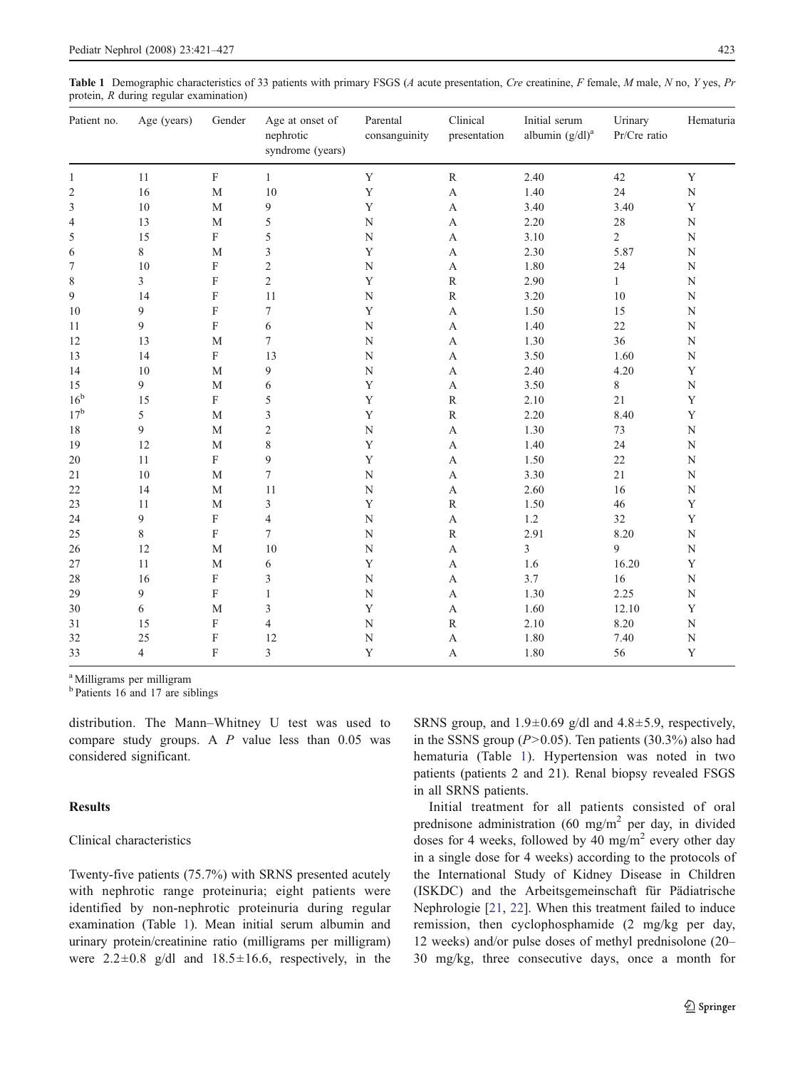**Table 1** Demographic characteristics of 33 patients with primary FSGS (*A* acute presentation, *Cre* creatinine, *F* female, *M* male, *N* no, *Y* yes, *Pr* protein, *R* during regular examination)

| Patient no. | Age (years) | Gender | Age at onset of nephrotic syndrome (years) | Parental consanguinity | Clinical presentation | Initial serum albumin (g/dl)[a] | Urinary Pr/Cre ratio | Hematuria |
|---|---|---|---|---|---|---|---|---|
| 1 | 11 | F | 1 | Y | R | 2.40 | 42 | Y |
| 2 | 16 | M | 10 | Y | A | 1.40 | 24 | N |
| 3 | 10 | M | 9 | Y | A | 3.40 | 3.40 | Y |
| 4 | 13 | M | 5 | N | A | 2.20 | 28 | N |
| 5 | 15 | F | 5 | N | A | 3.10 | 2 | N |
| 6 | 8 | M | 3 | Y | A | 2.30 | 5.87 | N |
| 7 | 10 | F | 2 | N | A | 1.80 | 24 | N |
| 8 | 3 | F | 2 | Y | R | 2.90 | 1 | N |
| 9 | 14 | F | 11 | N | R | 3.20 | 10 | N |
| 10 | 9 | F | 7 | Y | A | 1.50 | 15 | N |
| 11 | 9 | F | 6 | N | A | 1.40 | 22 | N |
| 12 | 13 | M | 7 | N | A | 1.30 | 36 | N |
| 13 | 14 | F | 13 | N | A | 3.50 | 1.60 | N |
| 14 | 10 | M | 9 | N | A | 2.40 | 4.20 | Y |
| 15 | 9 | M | 6 | Y | A | 3.50 | 8 | N |
| 16[b] | 15 | F | 5 | Y | R | 2.10 | 21 | Y |
| 17[b] | 5 | M | 3 | Y | R | 2.20 | 8.40 | Y |
| 18 | 9 | M | 2 | N | A | 1.30 | 73 | N |
| 19 | 12 | M | 8 | Y | A | 1.40 | 24 | N |
| 20 | 11 | F | 9 | Y | A | 1.50 | 22 | N |
| 21 | 10 | M | 7 | N | A | 3.30 | 21 | N |
| 22 | 14 | M | 11 | N | A | 2.60 | 16 | N |
| 23 | 11 | M | 3 | Y | R | 1.50 | 46 | Y |
| 24 | 9 | F | 4 | N | A | 1.2 | 32 | Y |
| 25 | 8 | F | 7 | N | R | 2.91 | 8.20 | N |
| 26 | 12 | M | 10 | N | A | 3 | 9 | N |
| 27 | 11 | M | 6 | Y | A | 1.6 | 16.20 | Y |
| 28 | 16 | F | 3 | N | A | 3.7 | 16 | N |
| 29 | 9 | F | 1 | N | A | 1.30 | 2.25 | N |
| 30 | 6 | M | 3 | Y | A | 1.60 | 12.10 | Y |
| 31 | 15 | F | 4 | N | R | 2.10 | 8.20 | N |
| 32 | 25 | F | 12 | N | A | 1.80 | 7.40 | N |
| 33 | 4 | F | 3 | Y | A | 1.80 | 56 | Y |

[a] Milligrams per milligram

[b] Patients 16 and 17 are siblings

distribution. The Mann–Whitney U test was used to compare study groups. A *P* value less than 0.05 was considered significant.

## Results

### Clinical characteristics

Twenty-five patients (75.7%) with SRNS presented acutely with nephrotic range proteinuria; eight patients were identified by non-nephrotic proteinuria during regular examination (Table 1). Mean initial serum albumin and urinary protein/creatinine ratio (milligrams per milligram) were 2.2±0.8 g/dl and 18.5±16.6, respectively, in the SRNS group, and 1.9±0.69 g/dl and 4.8±5.9, respectively, in the SSNS group ($P>0.05$). Ten patients (30.3%) also had hematuria (Table 1). Hypertension was noted in two patients (patients 2 and 21). Renal biopsy revealed FSGS in all SRNS patients.

Initial treatment for all patients consisted of oral prednisone administration (60 mg/m$^2$ per day, in divided doses for 4 weeks, followed by 40 mg/m$^2$ every other day in a single dose for 4 weeks) according to the protocols of the International Study of Kidney Disease in Children (ISKDC) and the Arbeitsgemeinschaft für Pädiatrische Nephrologie [21, 22]. When this treatment failed to induce remission, then cyclophosphamide (2 mg/kg per day, 12 weeks) and/or pulse doses of methyl prednisolone (20–30 mg/kg, three consecutive days, once a month for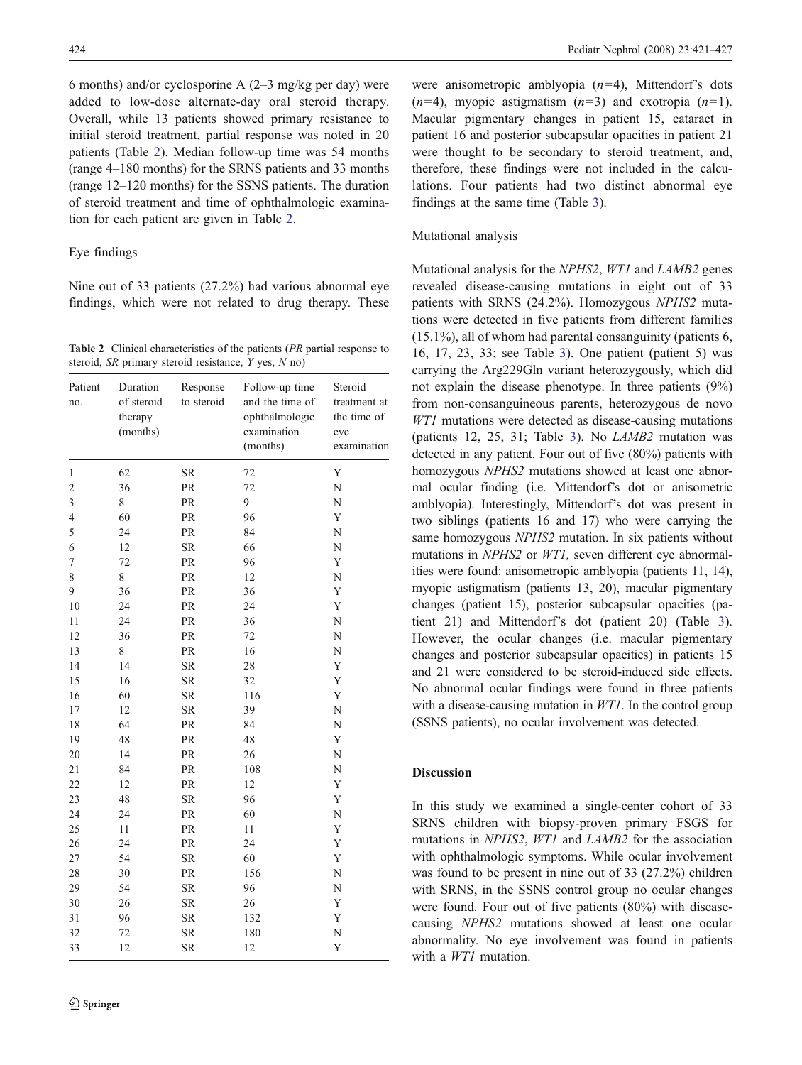6 months) and/or cyclosporine A (2–3 mg/kg per day) were added to low-dose alternate-day oral steroid therapy. Overall, while 13 patients showed primary resistance to initial steroid treatment, partial response was noted in 20 patients (Table 2). Median follow-up time was 54 months (range 4–180 months) for the SRNS patients and 33 months (range 12–120 months) for the SSNS patients. The duration of steroid treatment and time of ophthalmologic examination for each patient are given in Table 2.

### Eye findings

Nine out of 33 patients (27.2%) had various abnormal eye findings, which were not related to drug therapy. These were anisometropic amblyopia ($n=4$), Mittendorf's dots ($n=4$), myopic astigmatism ($n=3$) and exotropia ($n=1$). Macular pigmentary changes in patient 15, cataract in patient 16 and posterior subcapsular opacities in patient 21 were thought to be secondary to steroid treatment, and, therefore, these findings were not included in the calculations. Four patients had two distinct abnormal eye findings at the same time (Table 3).

**Table 2** Clinical characteristics of the patients (*PR* partial response to steroid, *SR* primary steroid resistance, *Y* yes, *N* no)

| Patient no. | Duration of steroid therapy (months) | Response to steroid | Follow-up time and the time of ophthalmologic examination (months) | Steroid treatment at the time of eye examination |
|---|---|---|---|---|
| 1 | 62 | SR | 72 | Y |
| 2 | 36 | PR | 72 | N |
| 3 | 8 | PR | 9 | N |
| 4 | 60 | PR | 96 | Y |
| 5 | 24 | PR | 84 | N |
| 6 | 12 | SR | 66 | N |
| 7 | 72 | PR | 96 | Y |
| 8 | 8 | PR | 12 | N |
| 9 | 36 | PR | 36 | Y |
| 10 | 24 | PR | 24 | Y |
| 11 | 24 | PR | 36 | N |
| 12 | 36 | PR | 72 | N |
| 13 | 8 | PR | 16 | N |
| 14 | 14 | SR | 28 | Y |
| 15 | 16 | SR | 32 | Y |
| 16 | 60 | SR | 116 | Y |
| 17 | 12 | SR | 39 | N |
| 18 | 64 | PR | 84 | N |
| 19 | 48 | PR | 48 | Y |
| 20 | 14 | PR | 26 | N |
| 21 | 84 | PR | 108 | N |
| 22 | 12 | PR | 12 | Y |
| 23 | 48 | SR | 96 | Y |
| 24 | 24 | PR | 60 | N |
| 25 | 11 | PR | 11 | Y |
| 26 | 24 | PR | 24 | Y |
| 27 | 54 | SR | 60 | Y |
| 28 | 30 | PR | 156 | N |
| 29 | 54 | SR | 96 | N |
| 30 | 26 | SR | 26 | Y |
| 31 | 96 | SR | 132 | Y |
| 32 | 72 | SR | 180 | N |
| 33 | 12 | SR | 12 | Y |

### Mutational analysis

Mutational analysis for the *NPHS2*, *WT1* and *LAMB2* genes revealed disease-causing mutations in eight out of 33 patients with SRNS (24.2%). Homozygous *NPHS2* mutations were detected in five patients from different families (15.1%), all of whom had parental consanguinity (patients 6, 16, 17, 23, 33; see Table 3). One patient (patient 5) was carrying the Arg229Gln variant heterozygously, which did not explain the disease phenotype. In three patients (9%) from non-consanguineous parents, heterozygous de novo *WT1* mutations were detected as disease-causing mutations (patients 12, 25, 31; Table 3). No *LAMB2* mutation was detected in any patient. Four out of five (80%) patients with homozygous *NPHS2* mutations showed at least one abnormal ocular finding (i.e. Mittendorf's dot or anisometric amblyopia). Interestingly, Mittendorf's dot was present in two siblings (patients 16 and 17) who were carrying the same homozygous *NPHS2* mutation. In six patients without mutations in *NPHS2* or *WT1,* seven different eye abnormalities were found: anisometropic amblyopia (patients 11, 14), myopic astigmatism (patients 13, 20), macular pigmentary changes (patient 15), posterior subcapsular opacities (patient 21) and Mittendorf's dot (patient 20) (Table 3). However, the ocular changes (i.e. macular pigmentary changes and posterior subcapsular opacities) in patients 15 and 21 were considered to be steroid-induced side effects. No abnormal ocular findings were found in three patients with a disease-causing mutation in *WT1*. In the control group (SSNS patients), no ocular involvement was detected.

## Discussion

In this study we examined a single-center cohort of 33 SRNS children with biopsy-proven primary FSGS for mutations in *NPHS2*, *WT1* and *LAMB2* for the association with ophthalmologic symptoms. While ocular involvement was found to be present in nine out of 33 (27.2%) children with SRNS, in the SSNS control group no ocular changes were found. Four out of five patients (80%) with disease-causing *NPHS2* mutations showed at least one ocular abnormality. No eye involvement was found in patients with a *WT1* mutation.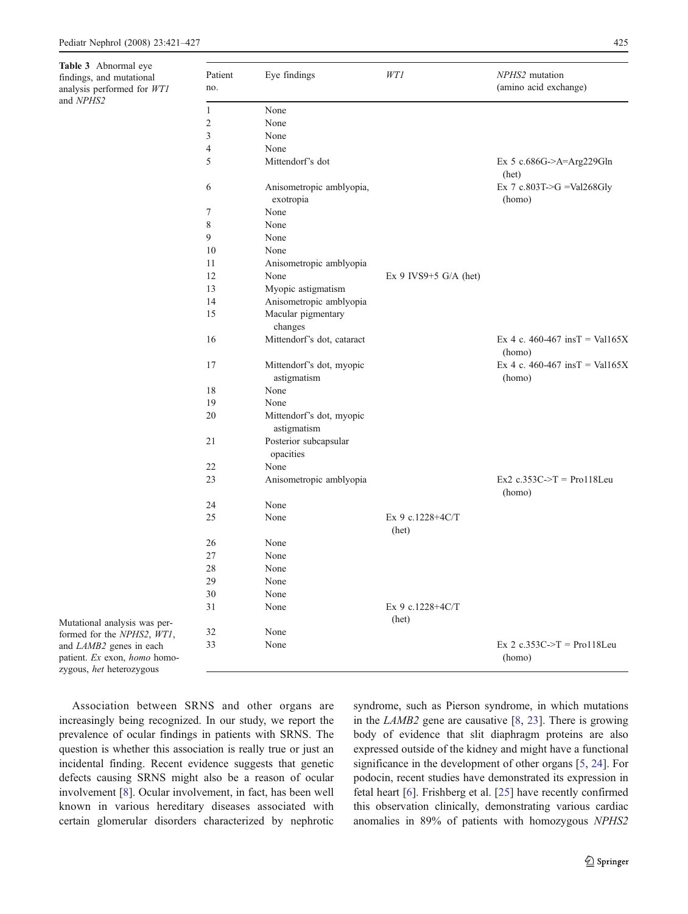**Table 3** Abnormal eye findings, and mutational analysis performed for *WT1* and *NPHS2*

| Patient no. | Eye findings | *WT1* | *NPHS2* mutation (amino acid exchange) |
|---|---|---|---|
| 1 | None | | |
| 2 | None | | |
| 3 | None | | |
| 4 | None | | |
| 5 | Mittendorf's dot | | Ex 5 c.686G->A=Arg229Gln (het) |
| 6 | Anisometropic amblyopia, exotropia | | Ex 7 c.803T->G =Val268Gly (homo) |
| 7 | None | | |
| 8 | None | | |
| 9 | None | | |
| 10 | None | | |
| 11 | Anisometropic amblyopia | | |
| 12 | None | Ex 9 IVS9+5 G/A (het) | |
| 13 | Myopic astigmatism | | |
| 14 | Anisometropic amblyopia | | |
| 15 | Macular pigmentary changes | | |
| 16 | Mittendorf's dot, cataract | | Ex 4 c. 460-467 insT = Val165X (homo) |
| 17 | Mittendorf's dot, myopic astigmatism | | Ex 4 c. 460-467 insT = Val165X (homo) |
| 18 | None | | |
| 19 | None | | |
| 20 | Mittendorf's dot, myopic astigmatism | | |
| 21 | Posterior subcapsular opacities | | |
| 22 | None | | |
| 23 | Anisometropic amblyopia | | Ex2 c.353C->T = Pro118Leu (homo) |
| 24 | None | | |
| 25 | None | Ex 9 c.1228+4C/T (het) | |
| 26 | None | | |
| 27 | None | | |
| 28 | None | | |
| 29 | None | | |
| 30 | None | | |
| 31 | None | Ex 9 c.1228+4C/T (het) | |
| 32 | None | | |
| 33 | None | | Ex 2 c.353C->T = Pro118Leu (homo) |

Mutational analysis was performed for the *NPHS2*, *WT1*, and *LAMB2* genes in each patient. *Ex* exon, *homo* homozygous, *het* heterozygous

Association between SRNS and other organs are increasingly being recognized. In our study, we report the prevalence of ocular findings in patients with SRNS. The question is whether this association is really true or just an incidental finding. Recent evidence suggests that genetic defects causing SRNS might also be a reason of ocular involvement [8]. Ocular involvement, in fact, has been well known in various hereditary diseases associated with certain glomerular disorders characterized by nephrotic syndrome, such as Pierson syndrome, in which mutations in the *LAMB2* gene are causative [8, 23]. There is growing body of evidence that slit diaphragm proteins are also expressed outside of the kidney and might have a functional significance in the development of other organs [5, 24]. For podocin, recent studies have demonstrated its expression in fetal heart [6]. Frishberg et al. [25] have recently confirmed this observation clinically, demonstrating various cardiac anomalies in 89% of patients with homozygous *NPHS2*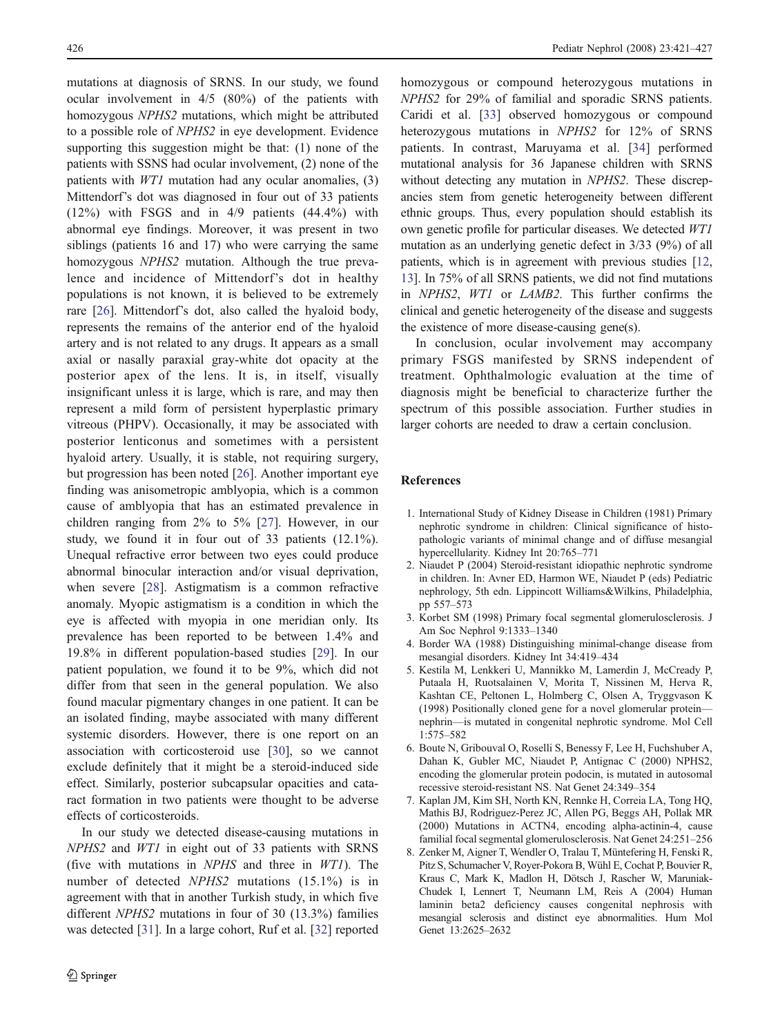mutations at diagnosis of SRNS. In our study, we found ocular involvement in 4/5 (80%) of the patients with homozygous *NPHS2* mutations, which might be attributed to a possible role of *NPHS2* in eye development. Evidence supporting this suggestion might be that: (1) none of the patients with SSNS had ocular involvement, (2) none of the patients with *WT1* mutation had any ocular anomalies, (3) Mittendorf's dot was diagnosed in four out of 33 patients (12%) with FSGS and in 4/9 patients (44.4%) with abnormal eye findings. Moreover, it was present in two siblings (patients 16 and 17) who were carrying the same homozygous *NPHS2* mutation. Although the true prevalence and incidence of Mittendorf's dot in healthy populations is not known, it is believed to be extremely rare [26]. Mittendorf's dot, also called the hyaloid body, represents the remains of the anterior end of the hyaloid artery and is not related to any drugs. It appears as a small axial or nasally paraxial gray-white dot opacity at the posterior apex of the lens. It is, in itself, visually insignificant unless it is large, which is rare, and may then represent a mild form of persistent hyperplastic primary vitreous (PHPV). Occasionally, it may be associated with posterior lenticonus and sometimes with a persistent hyaloid artery. Usually, it is stable, not requiring surgery, but progression has been noted [26]. Another important eye finding was anisometropic amblyopia, which is a common cause of amblyopia that has an estimated prevalence in children ranging from 2% to 5% [27]. However, in our study, we found it in four out of 33 patients (12.1%). Unequal refractive error between two eyes could produce abnormal binocular interaction and/or visual deprivation, when severe [28]. Astigmatism is a common refractive anomaly. Myopic astigmatism is a condition in which the eye is affected with myopia in one meridian only. Its prevalence has been reported to be between 1.4% and 19.8% in different population-based studies [29]. In our patient population, we found it to be 9%, which did not differ from that seen in the general population. We also found macular pigmentary changes in one patient. It can be an isolated finding, maybe associated with many different systemic disorders. However, there is one report on an association with corticosteroid use [30], so we cannot exclude definitely that it might be a steroid-induced side effect. Similarly, posterior subcapsular opacities and cataract formation in two patients were thought to be adverse effects of corticosteroids.

In our study we detected disease-causing mutations in *NPHS2* and *WT1* in eight out of 33 patients with SRNS (five with mutations in *NPHS* and three in *WT1*). The number of detected *NPHS2* mutations (15.1%) is in agreement with that in another Turkish study, in which five different *NPHS2* mutations in four of 30 (13.3%) families was detected [31]. In a large cohort, Ruf et al. [32] reported homozygous or compound heterozygous mutations in *NPHS2* for 29% of familial and sporadic SRNS patients. Caridi et al. [33] observed homozygous or compound heterozygous mutations in *NPHS2* for 12% of SRNS patients. In contrast, Maruyama et al. [34] performed mutational analysis for 36 Japanese children with SRNS without detecting any mutation in *NPHS2*. These discrepancies stem from genetic heterogeneity between different ethnic groups. Thus, every population should establish its own genetic profile for particular diseases. We detected *WT1* mutation as an underlying genetic defect in 3/33 (9%) of all patients, which is in agreement with previous studies [12, 13]. In 75% of all SRNS patients, we did not find mutations in *NPHS2*, *WT1* or *LAMB2*. This further confirms the clinical and genetic heterogeneity of the disease and suggests the existence of more disease-causing gene(s).

In conclusion, ocular involvement may accompany primary FSGS manifested by SRNS independent of treatment. Ophthalmologic evaluation at the time of diagnosis might be beneficial to characterize further the spectrum of this possible association. Further studies in larger cohorts are needed to draw a certain conclusion.

## References

1. International Study of Kidney Disease in Children (1981) Primary nephrotic syndrome in children: Clinical significance of histopathologic variants of minimal change and of diffuse mesangial hypercellularity. Kidney Int 20:765–771
2. Niaudet P (2004) Steroid-resistant idiopathic nephrotic syndrome in children. In: Avner ED, Harmon WE, Niaudet P (eds) Pediatric nephrology, 5th edn. Lippincott Williams&Wilkins, Philadelphia, pp 557–573
3. Korbet SM (1998) Primary focal segmental glomerulosclerosis. J Am Soc Nephrol 9:1333–1340
4. Border WA (1988) Distinguishing minimal-change disease from mesangial disorders. Kidney Int 34:419–434
5. Kestila M, Lenkkeri U, Mannikko M, Lamerdin J, McCready P, Putaala H, Ruotsalainen V, Morita T, Nissinen M, Herva R, Kashtan CE, Peltonen L, Holmberg C, Olsen A, Tryggvason K (1998) Positionally cloned gene for a novel glomerular protein—nephrin—is mutated in congenital nephrotic syndrome. Mol Cell 1:575–582
6. Boute N, Gribouval O, Roselli S, Benessy F, Lee H, Fuchshuber A, Dahan K, Gubler MC, Niaudet P, Antignac C (2000) NPHS2, encoding the glomerular protein podocin, is mutated in autosomal recessive steroid-resistant NS. Nat Genet 24:349–354
7. Kaplan JM, Kim SH, North KN, Rennke H, Correia LA, Tong HQ, Mathis BJ, Rodriguez-Perez JC, Allen PG, Beggs AH, Pollak MR (2000) Mutations in ACTN4, encoding alpha-actinin-4, cause familial focal segmental glomerulosclerosis. Nat Genet 24:251–256
8. Zenker M, Aigner T, Wendler O, Tralau T, Müntefering H, Fenski R, Pitz S, Schumacher V, Royer-Pokora B, Wühl E, Cochat P, Bouvier R, Kraus C, Mark K, Madlon H, Dötsch J, Rascher W, Maruniak-Chudek I, Lennert T, Neumann LM, Reis A (2004) Human laminin beta2 deficiency causes congenital nephrosis with mesangial sclerosis and distinct eye abnormalities. Hum Mol Genet 13:2625–2632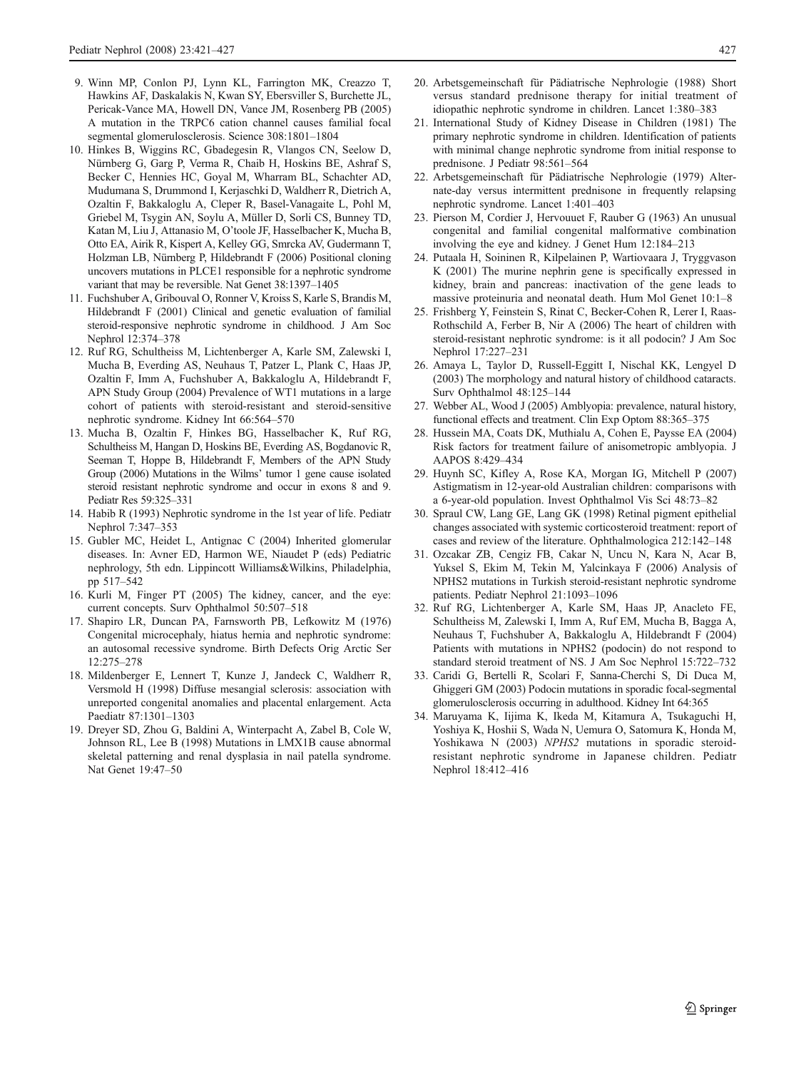9. Winn MP, Conlon PJ, Lynn KL, Farrington MK, Creazzo T, Hawkins AF, Daskalakis N, Kwan SY, Ebersviller S, Burchette JL, Pericak-Vance MA, Howell DN, Vance JM, Rosenberg PB (2005) A mutation in the TRPC6 cation channel causes familial focal segmental glomerulosclerosis. Science 308:1801–1804
10. Hinkes B, Wiggins RC, Gbadegesin R, Vlangos CN, Seelow D, Nürnberg G, Garg P, Verma R, Chaib H, Hoskins BE, Ashraf S, Becker C, Hennies HC, Goyal M, Wharram BL, Schachter AD, Mudumana S, Drummond I, Kerjaschki D, Waldherr R, Dietrich A, Ozaltin F, Bakkaloglu A, Cleper R, Basel-Vanagaite L, Pohl M, Griebel M, Tsygin AN, Soylu A, Müller D, Sorli CS, Bunney TD, Katan M, Liu J, Attanasio M, O'toole JF, Hasselbacher K, Mucha B, Otto EA, Airik R, Kispert A, Kelley GG, Smrcka AV, Gudermann T, Holzman LB, Nürnberg P, Hildebrandt F (2006) Positional cloning uncovers mutations in PLCE1 responsible for a nephrotic syndrome variant that may be reversible. Nat Genet 38:1397–1405
11. Fuchshuber A, Gribouval O, Ronner V, Kroiss S, Karle S, Brandis M, Hildebrandt F (2001) Clinical and genetic evaluation of familial steroid-responsive nephrotic syndrome in childhood. J Am Soc Nephrol 12:374–378
12. Ruf RG, Schultheiss M, Lichtenberger A, Karle SM, Zalewski I, Mucha B, Everding AS, Neuhaus T, Patzer L, Plank C, Haas JP, Ozaltin F, Imm A, Fuchshuber A, Bakkaloglu A, Hildebrandt F, APN Study Group (2004) Prevalence of WT1 mutations in a large cohort of patients with steroid-resistant and steroid-sensitive nephrotic syndrome. Kidney Int 66:564–570
13. Mucha B, Ozaltin F, Hinkes BG, Hasselbacher K, Ruf RG, Schultheiss M, Hangan D, Hoskins BE, Everding AS, Bogdanovic R, Seeman T, Hoppe B, Hildebrandt F, Members of the APN Study Group (2006) Mutations in the Wilms' tumor 1 gene cause isolated steroid resistant nephrotic syndrome and occur in exons 8 and 9. Pediatr Res 59:325–331
14. Habib R (1993) Nephrotic syndrome in the 1st year of life. Pediatr Nephrol 7:347–353
15. Gubler MC, Heidet L, Antignac C (2004) Inherited glomerular diseases. In: Avner ED, Harmon WE, Niaudet P (eds) Pediatric nephrology, 5th edn. Lippincott Williams&Wilkins, Philadelphia, pp 517–542
16. Kurli M, Finger PT (2005) The kidney, cancer, and the eye: current concepts. Surv Ophthalmol 50:507–518
17. Shapiro LR, Duncan PA, Farnsworth PB, Lefkowitz M (1976) Congenital microcephaly, hiatus hernia and nephrotic syndrome: an autosomal recessive syndrome. Birth Defects Orig Arctic Ser 12:275–278
18. Mildenberger E, Lennert T, Kunze J, Jandeck C, Waldherr R, Versmold H (1998) Diffuse mesangial sclerosis: association with unreported congenital anomalies and placental enlargement. Acta Paediatr 87:1301–1303
19. Dreyer SD, Zhou G, Baldini A, Winterpacht A, Zabel B, Cole W, Johnson RL, Lee B (1998) Mutations in LMX1B cause abnormal skeletal patterning and renal dysplasia in nail patella syndrome. Nat Genet 19:47–50
20. Arbetsgemeinschaft für Pädiatrische Nephrologie (1988) Short versus standard prednisone therapy for initial treatment of idiopathic nephrotic syndrome in children. Lancet 1:380–383
21. International Study of Kidney Disease in Children (1981) The primary nephrotic syndrome in children. Identification of patients with minimal change nephrotic syndrome from initial response to prednisone. J Pediatr 98:561–564
22. Arbetsgemeinschaft für Pädiatrische Nephrologie (1979) Alternate-day versus intermittent prednisone in frequently relapsing nephrotic syndrome. Lancet 1:401–403
23. Pierson M, Cordier J, Hervouuet F, Rauber G (1963) An unusual congenital and familial congenital malformative combination involving the eye and kidney. J Genet Hum 12:184–213
24. Putaala H, Soininen R, Kilpelainen P, Wartiovaara J, Tryggvason K (2001) The murine nephrin gene is specifically expressed in kidney, brain and pancreas: inactivation of the gene leads to massive proteinuria and neonatal death. Hum Mol Genet 10:1–8
25. Frishberg Y, Feinstein S, Rinat C, Becker-Cohen R, Lerer I, Raas-Rothschild A, Ferber B, Nir A (2006) The heart of children with steroid-resistant nephrotic syndrome: is it all podocin? J Am Soc Nephrol 17:227–231
26. Amaya L, Taylor D, Russell-Eggitt I, Nischal KK, Lengyel D (2003) The morphology and natural history of childhood cataracts. Surv Ophthalmol 48:125–144
27. Webber AL, Wood J (2005) Amblyopia: prevalence, natural history, functional effects and treatment. Clin Exp Optom 88:365–375
28. Hussein MA, Coats DK, Muthialu A, Cohen E, Paysse EA (2004) Risk factors for treatment failure of anisometropic amblyopia. J AAPOS 8:429–434
29. Huynh SC, Kifley A, Rose KA, Morgan IG, Mitchell P (2007) Astigmatism in 12-year-old Australian children: comparisons with a 6-year-old population. Invest Ophthalmol Vis Sci 48:73–82
30. Spraul CW, Lang GE, Lang GK (1998) Retinal pigment epithelial changes associated with systemic corticosteroid treatment: report of cases and review of the literature. Ophthalmologica 212:142–148
31. Ozcakar ZB, Cengiz FB, Cakar N, Uncu N, Kara N, Acar B, Yuksel S, Ekim M, Tekin M, Yalcinkaya F (2006) Analysis of NPHS2 mutations in Turkish steroid-resistant nephrotic syndrome patients. Pediatr Nephrol 21:1093–1096
32. Ruf RG, Lichtenberger A, Karle SM, Haas JP, Anacleto FE, Schultheiss M, Zalewski I, Imm A, Ruf EM, Mucha B, Bagga A, Neuhaus T, Fuchshuber A, Bakkaloglu A, Hildebrandt F (2004) Patients with mutations in NPHS2 (podocin) do not respond to standard steroid treatment of NS. J Am Soc Nephrol 15:722–732
33. Caridi G, Bertelli R, Scolari F, Sanna-Cherchi S, Di Duca M, Ghiggeri GM (2003) Podocin mutations in sporadic focal-segmental glomerulosclerosis occurring in adulthood. Kidney Int 64:365
34. Maruyama K, Iijima K, Ikeda M, Kitamura A, Tsukaguchi H, Yoshiya K, Hoshii S, Wada N, Uemura O, Satomura K, Honda M, Yoshikawa N (2003) *NPHS2* mutations in sporadic steroid-resistant nephrotic syndrome in Japanese children. Pediatr Nephrol 18:412–416